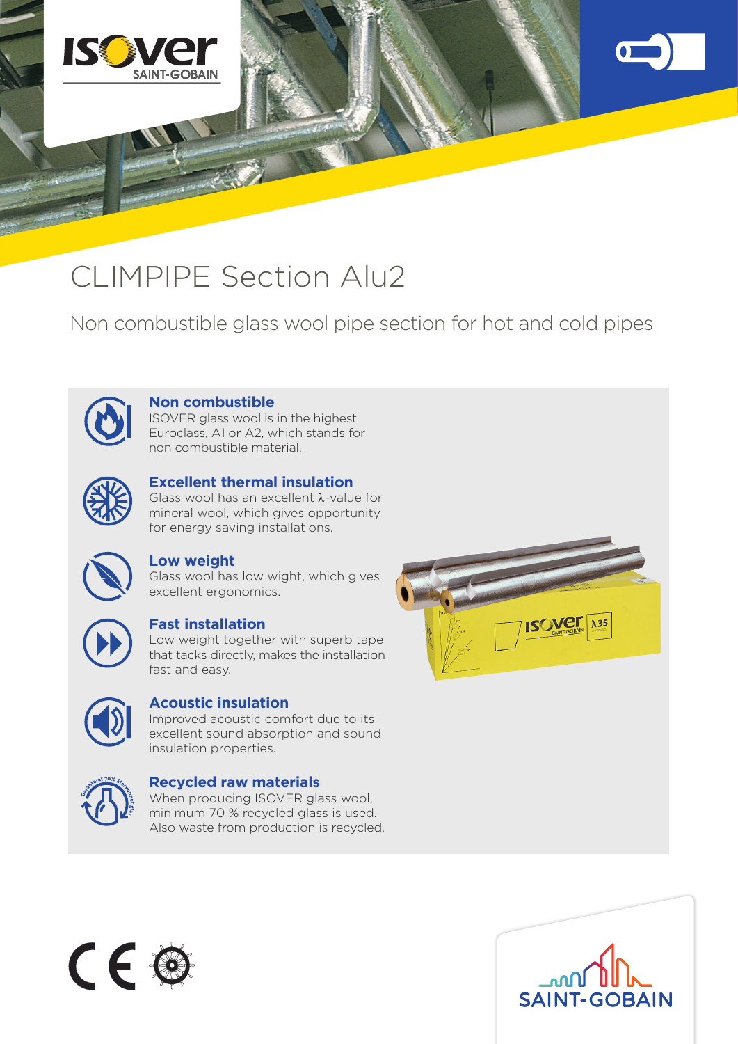# CLIMPIPE Section Alu2

Non combustible glass wool pipe section for hot and cold pipes

**Non combustible**
ISOVER glass wool is in the highest Euroclass, A1 or A2, which stands for non combustible material.

**Excellent thermal insulation**
Glass wool has an excellent λ-value for mineral wool, which gives opportunity for energy saving installations.

**Low weight**
Glass wool has low wight, which gives excellent ergonomics.

**Fast installation**
Low weight together with superb tape that tacks directly, makes the installation fast and easy.

**Acoustic insulation**
Improved acoustic comfort due to its excellent sound absorption and sound insulation properties.

**Recycled raw materials**
When producing ISOVER glass wool, minimum 70 % recycled glass is used. Also waste from production is recycled.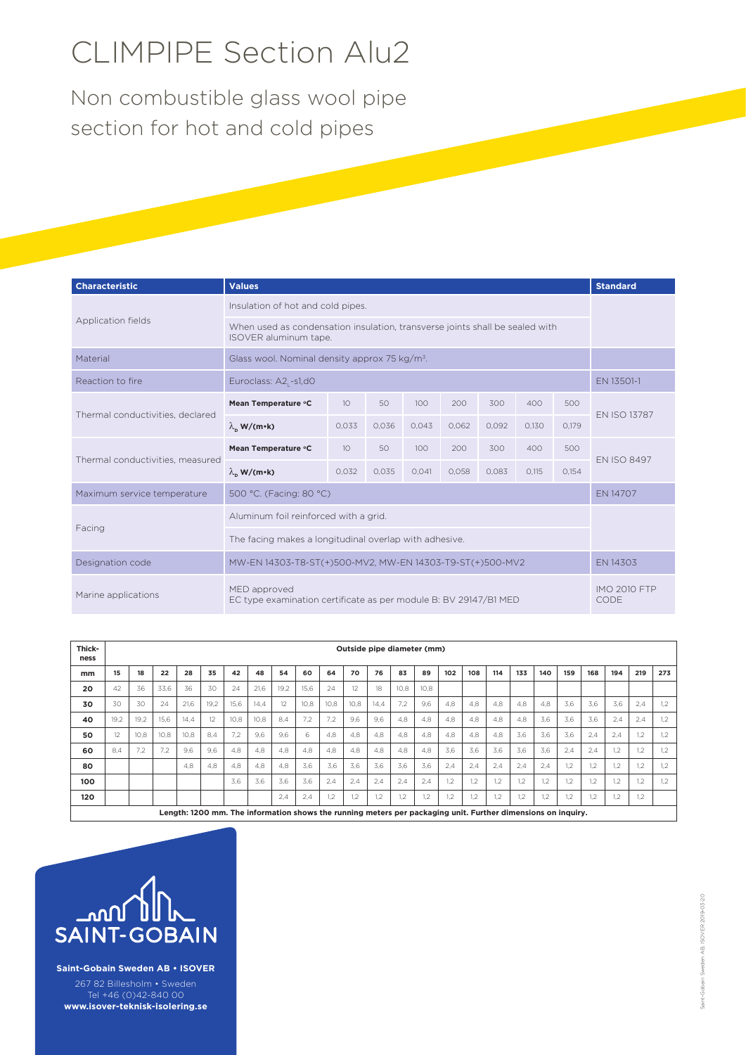# CLIMPIPE Section Alu2

## Non combustible glass wool pipe section for hot and cold pipes

| Characteristic | Values | | | | | | | | Standard |
|---|---|---|---|---|---|---|---|---|---|
| Application fields | Insulation of hot and cold pipes. | | | | | | | | |
| | When used as condensation insulation, transverse joints shall be sealed with ISOVER aluminum tape. | | | | | | | | |
| Material | Glass wool. Nominal density approx 75 kg/m³. | | | | | | | | |
| Reaction to fire | Euroclass: $A2_L$-s1,d0 | | | | | | | | EN 13501-1 |
| Thermal conductivities, declared | **Mean Temperature °C** | 10 | 50 | 100 | 200 | 300 | 400 | 500 | EN ISO 13787 |
| | **$\lambda_D$ W/(m•k)** | 0,033 | 0,036 | 0,043 | 0,062 | 0,092 | 0,130 | 0,179 | |
| Thermal conductivities, measured | **Mean Temperature °C** | 10 | 50 | 100 | 200 | 300 | 400 | 500 | EN ISO 8497 |
| | **$\lambda_D$ W/(m•k)** | 0,032 | 0,035 | 0,041 | 0,058 | 0,083 | 0,115 | 0,154 | |
| Maximum service temperature | 500 °C. (Facing: 80 °C) | | | | | | | | EN 14707 |
| Facing | Aluminum foil reinforced with a grid. | | | | | | | | |
| | The facing makes a longitudinal overlap with adhesive. | | | | | | | | |
| Designation code | MW-EN 14303-T8-ST(+)500-MV2, MW-EN 14303-T9-ST(+)500-MV2 | | | | | | | | EN 14303 |
| Marine applications | MED approved<br>EC type examination certificate as per module B: BV 29147/B1 MED | | | | | | | | IMO 2010 FTP CODE |

| Thick-ness | Outside pipe diameter (mm) | | | | | | | | | | | | | | | | | | | | | | | |
|---|---|---|---|---|---|---|---|---|---|---|---|---|---|---|---|---|---|---|---|---|---|---|---|---|
| **mm** | **15** | **18** | **22** | **28** | **35** | **42** | **48** | **54** | **60** | **64** | **70** | **76** | **83** | **89** | **102** | **108** | **114** | **133** | **140** | **159** | **168** | **194** | **219** | **273** |
| **20** | 42 | 36 | 33,6 | 36 | 30 | 24 | 21,6 | 19,2 | 15,6 | 24 | 12 | 18 | 10,8 | 10,8 | | | | | | | | | | |
| **30** | 30 | 30 | 24 | 21,6 | 19,2 | 15,6 | 14,4 | 12 | 10,8 | 10,8 | 10,8 | 14,4 | 7,2 | 9,6 | 4,8 | 4,8 | 4,8 | 4,8 | 4,8 | 3,6 | 3,6 | 3,6 | 2,4 | 1,2 |
| **40** | 19,2 | 19,2 | 15,6 | 14,4 | 12 | 10,8 | 10,8 | 8,4 | 7,2 | 7,2 | 9,6 | 9,6 | 4,8 | 4,8 | 4,8 | 4,8 | 4,8 | 4,8 | 3,6 | 3,6 | 3,6 | 2,4 | 2,4 | 1,2 |
| **50** | 12 | 10,8 | 10,8 | 10,8 | 8,4 | 7,2 | 9,6 | 9,6 | 6 | 4,8 | 4,8 | 4,8 | 4,8 | 4,8 | 4,8 | 4,8 | 4,8 | 3,6 | 3,6 | 3,6 | 2,4 | 2,4 | 1,2 | 1,2 |
| **60** | 8,4 | 7,2 | 7,2 | 9,6 | 9,6 | 4,8 | 4,8 | 4,8 | 4,8 | 4,8 | 4,8 | 4,8 | 4,8 | 4,8 | 3,6 | 3,6 | 3,6 | 3,6 | 3,6 | 2,4 | 2,4 | 1,2 | 1,2 | 1,2 |
| **80** | | | | 4,8 | 4,8 | 4,8 | 4,8 | 4,8 | 3,6 | 3,6 | 3,6 | 3,6 | 3,6 | 3,6 | 2,4 | 2,4 | 2,4 | 2,4 | 2,4 | 1,2 | 1,2 | 1,2 | 1,2 | 1,2 |
| **100** | | | | | | 3,6 | 3,6 | 3,6 | 3,6 | 2,4 | 2,4 | 2,4 | 2,4 | 2,4 | 1,2 | 1,2 | 1,2 | 1,2 | 1,2 | 1,2 | 1,2 | 1,2 | 1,2 | 1,2 |
| **120** | | | | | | | | 2,4 | 2,4 | 1,2 | 1,2 | 1,2 | 1,2 | 1,2 | 1,2 | 1,2 | 1,2 | 1,2 | 1,2 | 1,2 | 1,2 | 1,2 | 1,2 | |

**Length: 1200 mm. The information shows the running meters per packaging unit. Further dimensions on inquiry.**

SAINT-GOBAIN

**Saint-Gobain Sweden AB • ISOVER**

267 82 Billesholm • Sweden
Tel +46 (0)42-840 00
**www.isover-teknisk-isolering.se**

Saint-Gobain Sweden AB, ISOVER 2019-03-20